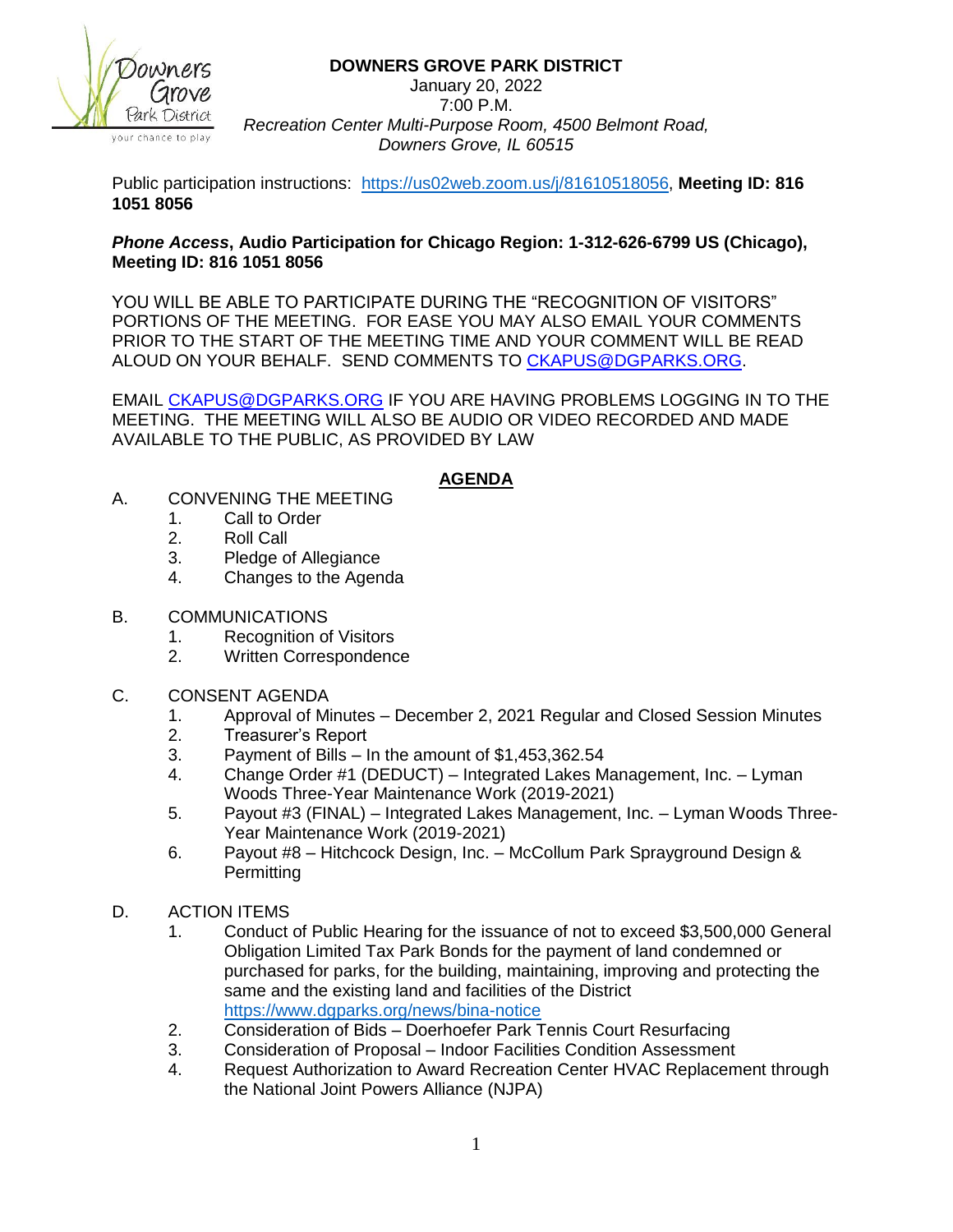# DOWNERS GROVE PARK DISTRICT

January 20, 2022
7:00 P.M.
*Recreation Center Multi-Purpose Room, 4500 Belmont Road, Downers Grove, IL 60515*

Public participation instructions: https://us02web.zoom.us/j/81610518056, **Meeting ID: 816 1051 8056**

***Phone Access*, Audio Participation for Chicago Region: 1-312-626-6799 US (Chicago), Meeting ID: 816 1051 8056**

YOU WILL BE ABLE TO PARTICIPATE DURING THE "RECOGNITION OF VISITORS" PORTIONS OF THE MEETING. FOR EASE YOU MAY ALSO EMAIL YOUR COMMENTS PRIOR TO THE START OF THE MEETING TIME AND YOUR COMMENT WILL BE READ ALOUD ON YOUR BEHALF. SEND COMMENTS TO CKAPUS@DGPARKS.ORG.

EMAIL CKAPUS@DGPARKS.ORG IF YOU ARE HAVING PROBLEMS LOGGING IN TO THE MEETING. THE MEETING WILL ALSO BE AUDIO OR VIDEO RECORDED AND MADE AVAILABLE TO THE PUBLIC, AS PROVIDED BY LAW

## AGENDA

A. CONVENING THE MEETING
   1. Call to Order
   2. Roll Call
   3. Pledge of Allegiance
   4. Changes to the Agenda

B. COMMUNICATIONS
   1. Recognition of Visitors
   2. Written Correspondence

C. CONSENT AGENDA
   1. Approval of Minutes – December 2, 2021 Regular and Closed Session Minutes
   2. Treasurer's Report
   3. Payment of Bills – In the amount of $1,453,362.54
   4. Change Order #1 (DEDUCT) – Integrated Lakes Management, Inc. – Lyman Woods Three-Year Maintenance Work (2019-2021)
   5. Payout #3 (FINAL) – Integrated Lakes Management, Inc. – Lyman Woods Three-Year Maintenance Work (2019-2021)
   6. Payout #8 – Hitchcock Design, Inc. – McCollum Park Sprayground Design & Permitting

D. ACTION ITEMS
   1. Conduct of Public Hearing for the issuance of not to exceed $3,500,000 General Obligation Limited Tax Park Bonds for the payment of land condemned or purchased for parks, for the building, maintaining, improving and protecting the same and the existing land and facilities of the District https://www.dgparks.org/news/bina-notice
   2. Consideration of Bids – Doerhoefer Park Tennis Court Resurfacing
   3. Consideration of Proposal – Indoor Facilities Condition Assessment
   4. Request Authorization to Award Recreation Center HVAC Replacement through the National Joint Powers Alliance (NJPA)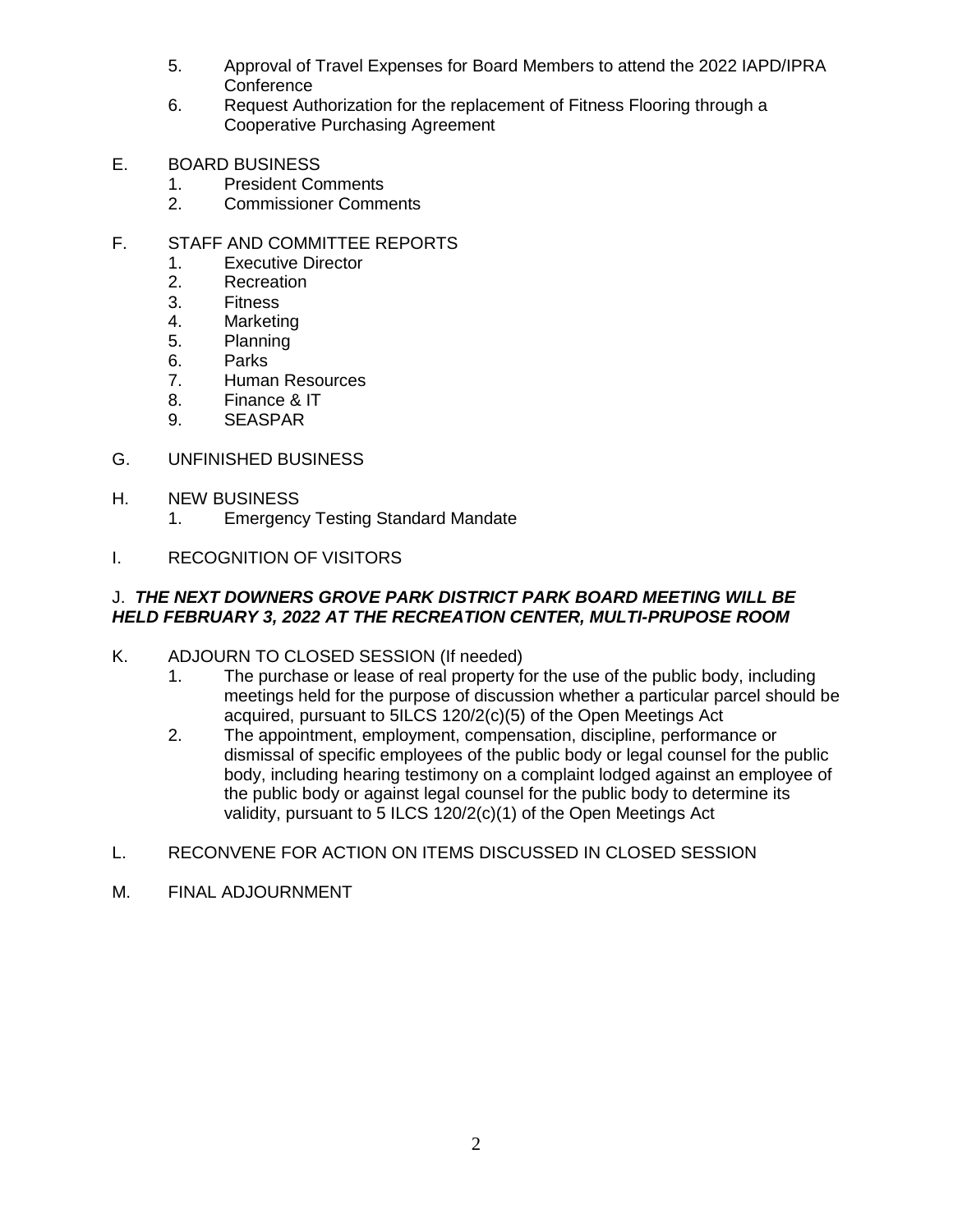5. Approval of Travel Expenses for Board Members to attend the 2022 IAPD/IPRA Conference
6. Request Authorization for the replacement of Fitness Flooring through a Cooperative Purchasing Agreement

E. BOARD BUSINESS
   1. President Comments
   2. Commissioner Comments

F. STAFF AND COMMITTEE REPORTS
   1. Executive Director
   2. Recreation
   3. Fitness
   4. Marketing
   5. Planning
   6. Parks
   7. Human Resources
   8. Finance & IT
   9. SEASPAR

G. UNFINISHED BUSINESS

H. NEW BUSINESS
   1. Emergency Testing Standard Mandate

I. RECOGNITION OF VISITORS

J. ***THE NEXT DOWNERS GROVE PARK DISTRICT PARK BOARD MEETING WILL BE HELD FEBRUARY 3, 2022 AT THE RECREATION CENTER, MULTI-PRUPOSE ROOM***

K. ADJOURN TO CLOSED SESSION (If needed)
   1. The purchase or lease of real property for the use of the public body, including meetings held for the purpose of discussion whether a particular parcel should be acquired, pursuant to 5ILCS 120/2(c)(5) of the Open Meetings Act
   2. The appointment, employment, compensation, discipline, performance or dismissal of specific employees of the public body or legal counsel for the public body, including hearing testimony on a complaint lodged against an employee of the public body or against legal counsel for the public body to determine its validity, pursuant to 5 ILCS 120/2(c)(1) of the Open Meetings Act

L. RECONVENE FOR ACTION ON ITEMS DISCUSSED IN CLOSED SESSION

M. FINAL ADJOURNMENT